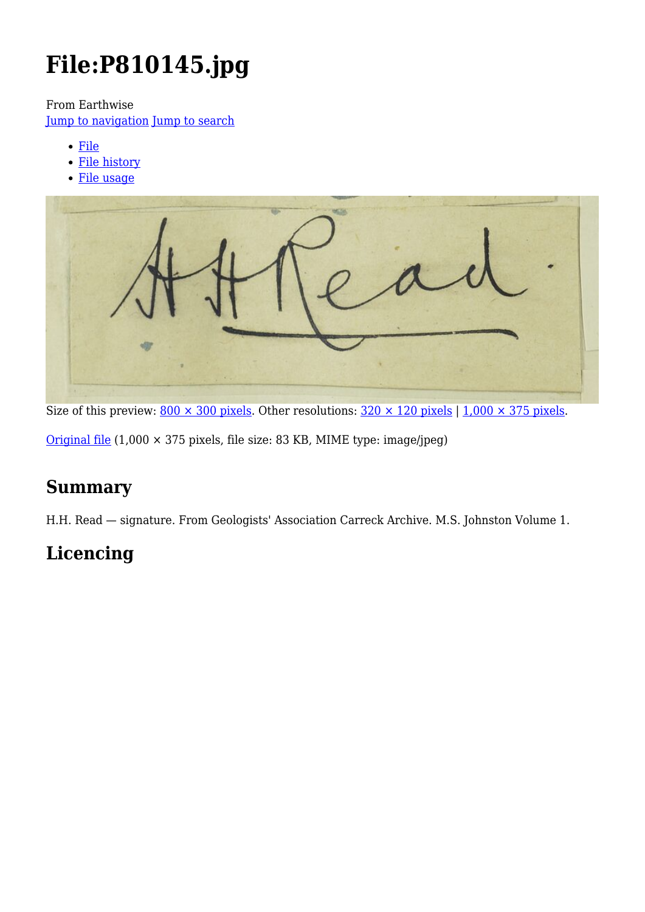# File:P810145.jpg

From Earthwise

Jump to navigation Jump to search

- File
- File history
- File usage

Size of this preview: 800 × 300 pixels. Other resolutions: 320 × 120 pixels | 1,000 × 375 pixels.

Original file (1,000 × 375 pixels, file size: 83 KB, MIME type: image/jpeg)

## Summary

H.H. Read — signature. From Geologists' Association Carreck Archive. M.S. Johnston Volume 1.

## Licencing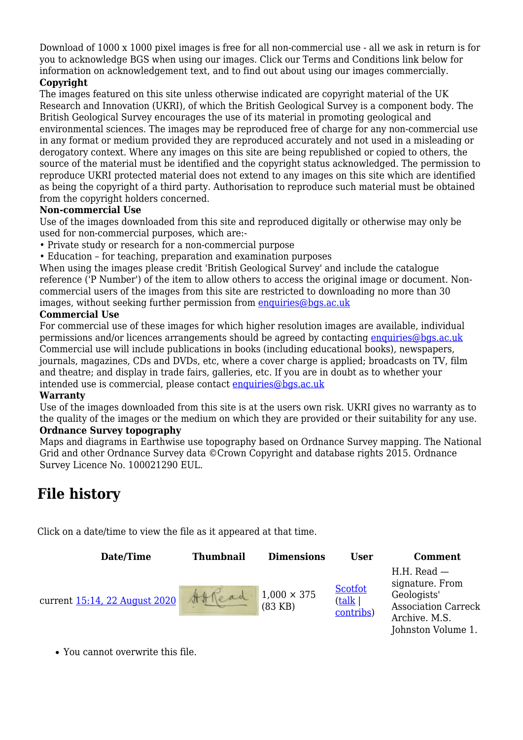Download of 1000 x 1000 pixel images is free for all non-commercial use - all we ask in return is for you to acknowledge BGS when using our images. Click our Terms and Conditions link below for information on acknowledgement text, and to find out about using our images commercially.

**Copyright**

The images featured on this site unless otherwise indicated are copyright material of the UK Research and Innovation (UKRI), of which the British Geological Survey is a component body. The British Geological Survey encourages the use of its material in promoting geological and environmental sciences. The images may be reproduced free of charge for any non-commercial use in any format or medium provided they are reproduced accurately and not used in a misleading or derogatory context. Where any images on this site are being republished or copied to others, the source of the material must be identified and the copyright status acknowledged. The permission to reproduce UKRI protected material does not extend to any images on this site which are identified as being the copyright of a third party. Authorisation to reproduce such material must be obtained from the copyright holders concerned.

**Non-commercial Use**

Use of the images downloaded from this site and reproduced digitally or otherwise may only be used for non-commercial purposes, which are:-

• Private study or research for a non-commercial purpose
• Education – for teaching, preparation and examination purposes

When using the images please credit 'British Geological Survey' and include the catalogue reference ('P Number') of the item to allow others to access the original image or document. Non-commercial users of the images from this site are restricted to downloading no more than 30 images, without seeking further permission from enquiries@bgs.ac.uk

**Commercial Use**

For commercial use of these images for which higher resolution images are available, individual permissions and/or licences arrangements should be agreed by contacting enquiries@bgs.ac.uk Commercial use will include publications in books (including educational books), newspapers, journals, magazines, CDs and DVDs, etc, where a cover charge is applied; broadcasts on TV, film and theatre; and display in trade fairs, galleries, etc. If you are in doubt as to whether your intended use is commercial, please contact enquiries@bgs.ac.uk

**Warranty**

Use of the images downloaded from this site is at the users own risk. UKRI gives no warranty as to the quality of the images or the medium on which they are provided or their suitability for any use.

**Ordnance Survey topography**

Maps and diagrams in Earthwise use topography based on Ordnance Survey mapping. The National Grid and other Ordnance Survey data ©Crown Copyright and database rights 2015. Ordnance Survey Licence No. 100021290 EUL.

## File history

Click on a date/time to view the file as it appeared at that time.

| Date/Time | Thumbnail | Dimensions | User | Comment |
|---|---|---|---|---|
| current 15:14, 22 August 2020 | | 1,000 × 375 (83 KB) | Scotfot (talk \| contribs) | H.H. Read — signature. From Geologists' Association Carreck Archive. M.S. Johnston Volume 1. |

- You cannot overwrite this file.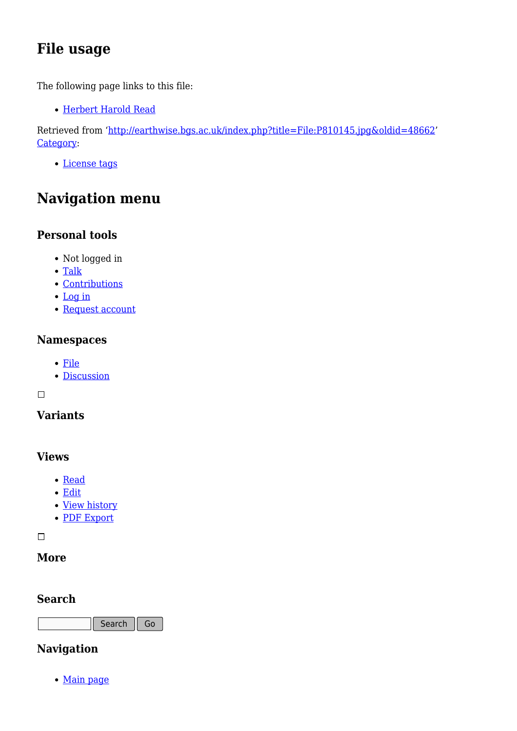## File usage

The following page links to this file:

- Herbert Harold Read

Retrieved from 'http://earthwise.bgs.ac.uk/index.php?title=File:P810145.jpg&oldid=48662'
Category:

- License tags

## Navigation menu

### Personal tools

- Not logged in
- Talk
- Contributions
- Log in
- Request account

### Namespaces

- File
- Discussion

### Variants

### Views

- Read
- Edit
- View history
- PDF Export

### More

### Search

Search Go

### Navigation

- Main page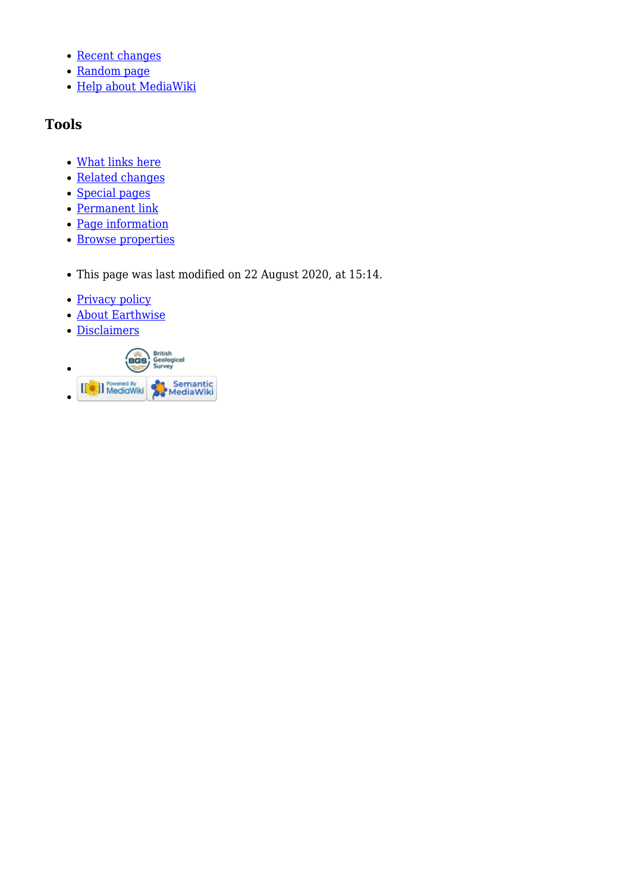- Recent changes
- Random page
- Help about MediaWiki

### Tools

- What links here
- Related changes
- Special pages
- Permanent link
- Page information
- Browse properties

- This page was last modified on 22 August 2020, at 15:14.

- Privacy policy
- About Earthwise
- Disclaimers